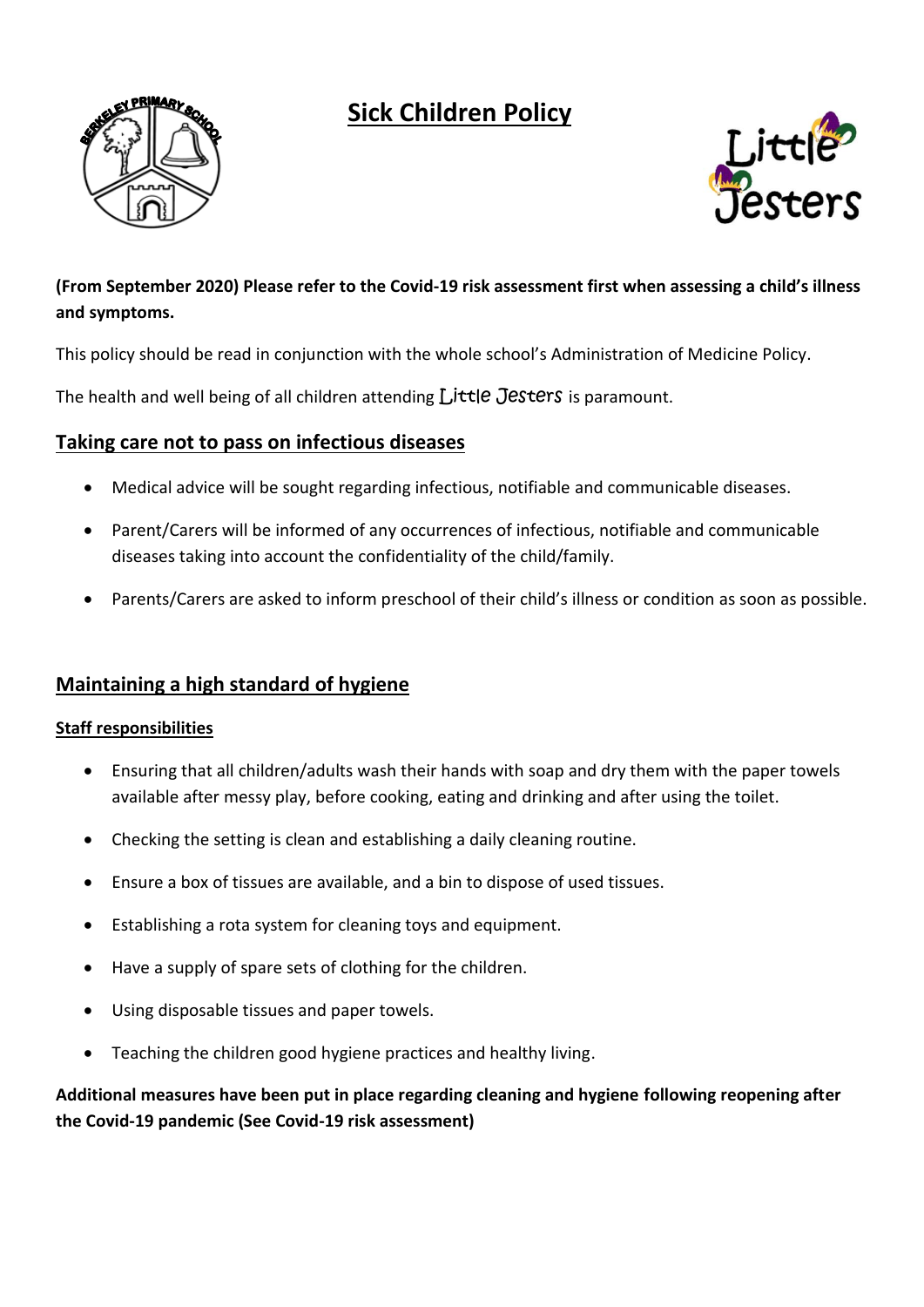# Sick Children Policy

**(From September 2020) Please refer to the Covid-19 risk assessment first when assessing a child's illness and symptoms.**

This policy should be read in conjunction with the whole school's Administration of Medicine Policy.

The health and well being of all children attending Little Jesters is paramount.

## Taking care not to pass on infectious diseases

- Medical advice will be sought regarding infectious, notifiable and communicable diseases.
- Parent/Carers will be informed of any occurrences of infectious, notifiable and communicable diseases taking into account the confidentiality of the child/family.
- Parents/Carers are asked to inform preschool of their child's illness or condition as soon as possible.

## Maintaining a high standard of hygiene

### Staff responsibilities

- Ensuring that all children/adults wash their hands with soap and dry them with the paper towels available after messy play, before cooking, eating and drinking and after using the toilet.
- Checking the setting is clean and establishing a daily cleaning routine.
- Ensure a box of tissues are available, and a bin to dispose of used tissues.
- Establishing a rota system for cleaning toys and equipment.
- Have a supply of spare sets of clothing for the children.
- Using disposable tissues and paper towels.
- Teaching the children good hygiene practices and healthy living.

**Additional measures have been put in place regarding cleaning and hygiene following reopening after the Covid-19 pandemic (See Covid-19 risk assessment)**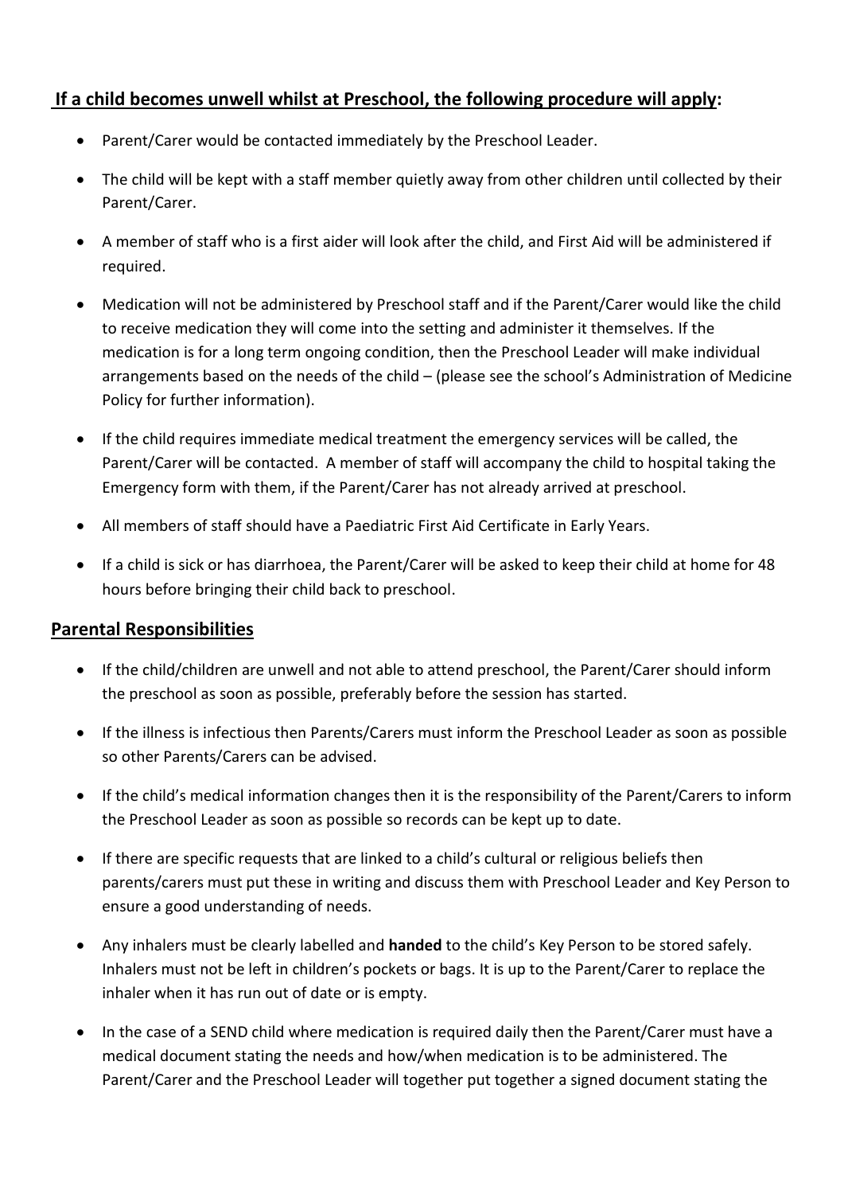## **If a child becomes unwell whilst at Preschool, the following procedure will apply:**

- Parent/Carer would be contacted immediately by the Preschool Leader.
- The child will be kept with a staff member quietly away from other children until collected by their Parent/Carer.
- A member of staff who is a first aider will look after the child, and First Aid will be administered if required.
- Medication will not be administered by Preschool staff and if the Parent/Carer would like the child to receive medication they will come into the setting and administer it themselves. If the medication is for a long term ongoing condition, then the Preschool Leader will make individual arrangements based on the needs of the child – (please see the school's Administration of Medicine Policy for further information).
- If the child requires immediate medical treatment the emergency services will be called, the Parent/Carer will be contacted. A member of staff will accompany the child to hospital taking the Emergency form with them, if the Parent/Carer has not already arrived at preschool.
- All members of staff should have a Paediatric First Aid Certificate in Early Years.
- If a child is sick or has diarrhoea, the Parent/Carer will be asked to keep their child at home for 48 hours before bringing their child back to preschool.

## **Parental Responsibilities**

- If the child/children are unwell and not able to attend preschool, the Parent/Carer should inform the preschool as soon as possible, preferably before the session has started.
- If the illness is infectious then Parents/Carers must inform the Preschool Leader as soon as possible so other Parents/Carers can be advised.
- If the child's medical information changes then it is the responsibility of the Parent/Carers to inform the Preschool Leader as soon as possible so records can be kept up to date.
- If there are specific requests that are linked to a child's cultural or religious beliefs then parents/carers must put these in writing and discuss them with Preschool Leader and Key Person to ensure a good understanding of needs.
- Any inhalers must be clearly labelled and **handed** to the child's Key Person to be stored safely. Inhalers must not be left in children's pockets or bags. It is up to the Parent/Carer to replace the inhaler when it has run out of date or is empty.
- In the case of a SEND child where medication is required daily then the Parent/Carer must have a medical document stating the needs and how/when medication is to be administered. The Parent/Carer and the Preschool Leader will together put together a signed document stating the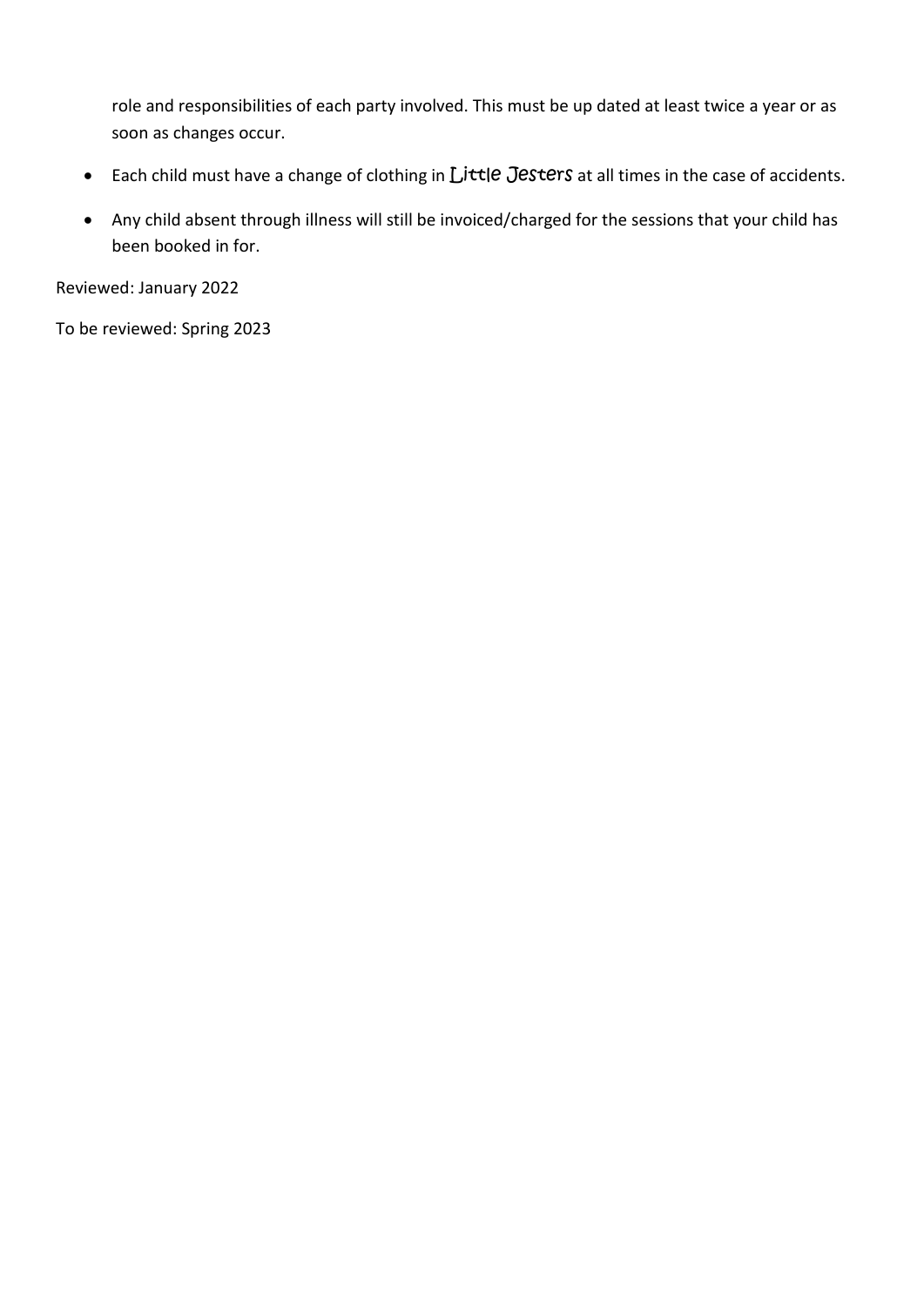role and responsibilities of each party involved. This must be up dated at least twice a year or as soon as changes occur.

- Each child must have a change of clothing in Little Jesters at all times in the case of accidents.
- Any child absent through illness will still be invoiced/charged for the sessions that your child has been booked in for.

Reviewed: January 2022

To be reviewed: Spring 2023